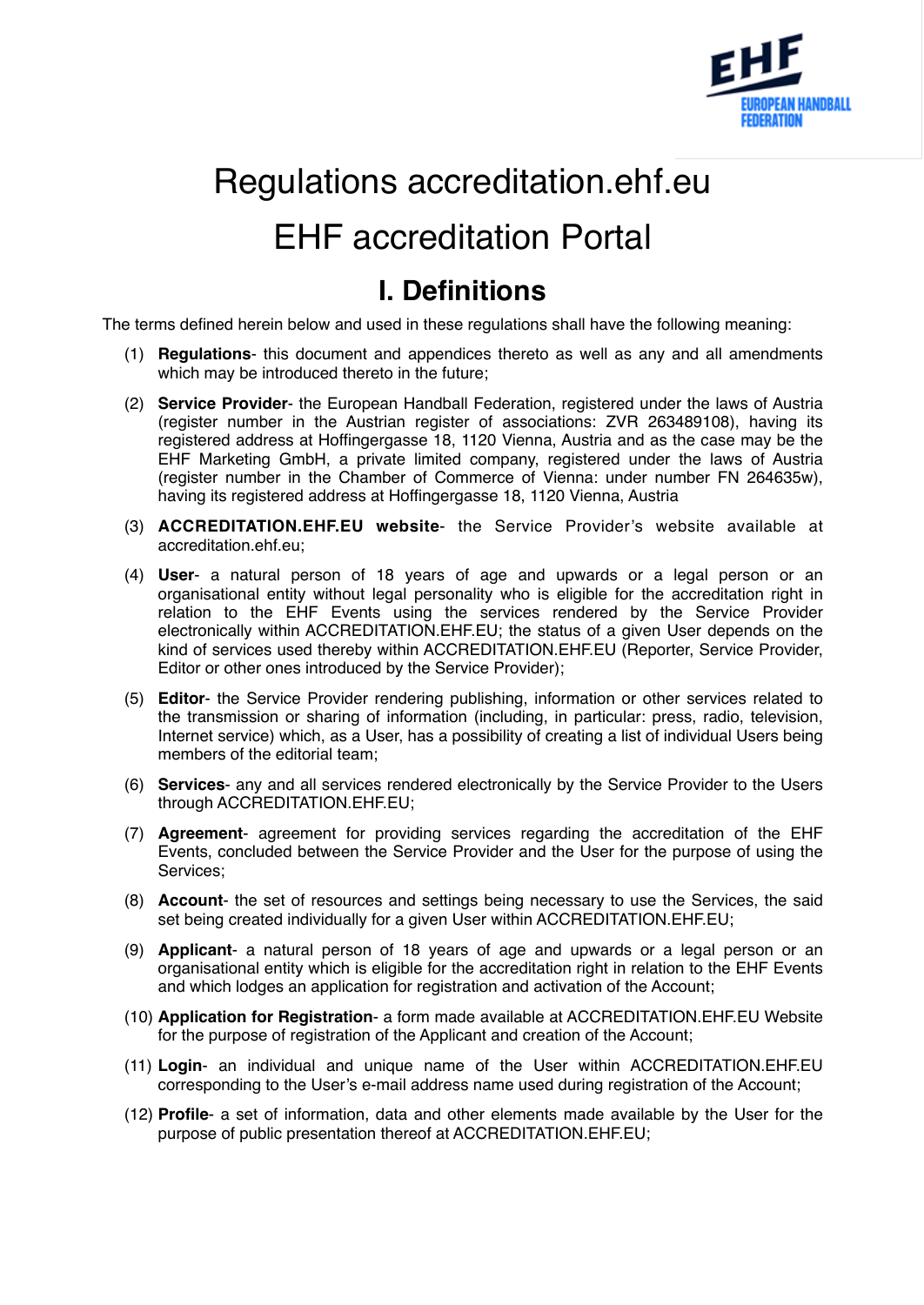# Regulations accreditation.ehf.eu

# EHF accreditation Portal

## I. Definitions

The terms defined herein below and used in these regulations shall have the following meaning:

(1) **Regulations**- this document and appendices thereto as well as any and all amendments which may be introduced thereto in the future;

(2) **Service Provider**- the European Handball Federation, registered under the laws of Austria (register number in the Austrian register of associations: ZVR 263489108), having its registered address at Hoffingergasse 18, 1120 Vienna, Austria and as the case may be the EHF Marketing GmbH, a private limited company, registered under the laws of Austria (register number in the Chamber of Commerce of Vienna: under number FN 264635w), having its registered address at Hoffingergasse 18, 1120 Vienna, Austria

(3) **ACCREDITATION.EHF.EU website**- the Service Provider's website available at accreditation.ehf.eu;

(4) **User**- a natural person of 18 years of age and upwards or a legal person or an organisational entity without legal personality who is eligible for the accreditation right in relation to the EHF Events using the services rendered by the Service Provider electronically within ACCREDITATION.EHF.EU; the status of a given User depends on the kind of services used thereby within ACCREDITATION.EHF.EU (Reporter, Service Provider, Editor or other ones introduced by the Service Provider);

(5) **Editor**- the Service Provider rendering publishing, information or other services related to the transmission or sharing of information (including, in particular: press, radio, television, Internet service) which, as a User, has a possibility of creating a list of individual Users being members of the editorial team;

(6) **Services**- any and all services rendered electronically by the Service Provider to the Users through ACCREDITATION.EHF.EU;

(7) **Agreement**- agreement for providing services regarding the accreditation of the EHF Events, concluded between the Service Provider and the User for the purpose of using the Services;

(8) **Account**- the set of resources and settings being necessary to use the Services, the said set being created individually for a given User within ACCREDITATION.EHF.EU;

(9) **Applicant**- a natural person of 18 years of age and upwards or a legal person or an organisational entity which is eligible for the accreditation right in relation to the EHF Events and which lodges an application for registration and activation of the Account;

(10) **Application for Registration**- a form made available at ACCREDITATION.EHF.EU Website for the purpose of registration of the Applicant and creation of the Account;

(11) **Login**- an individual and unique name of the User within ACCREDITATION.EHF.EU corresponding to the User's e-mail address name used during registration of the Account;

(12) **Profile**- a set of information, data and other elements made available by the User for the purpose of public presentation thereof at ACCREDITATION.EHF.EU;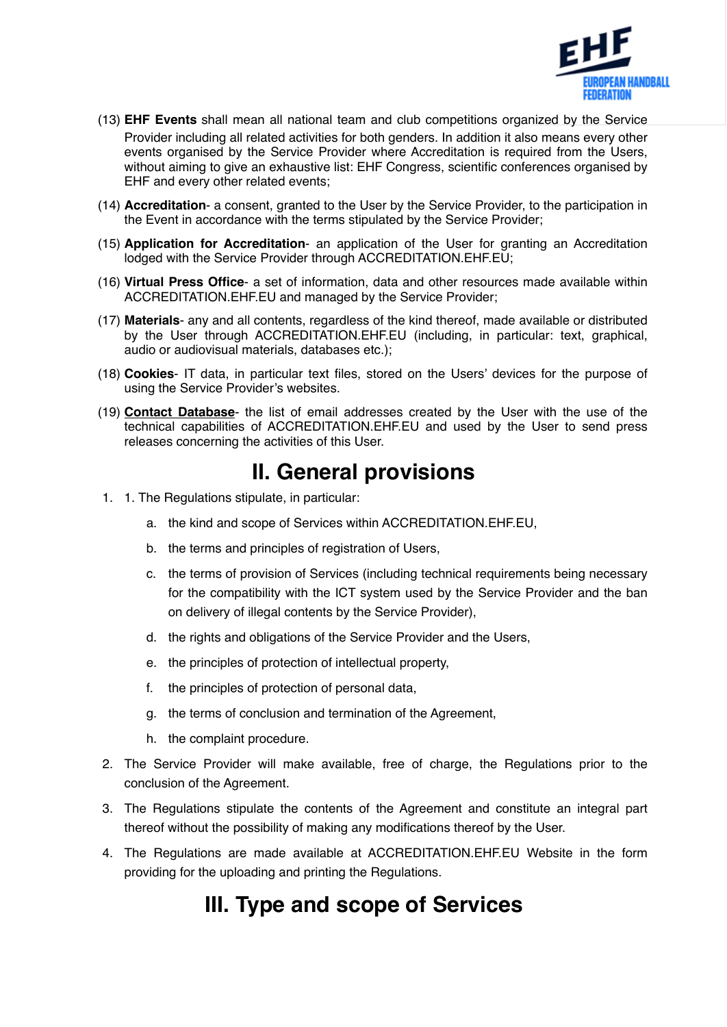(13) **EHF Events** shall mean all national team and club competitions organized by the Service Provider including all related activities for both genders. In addition it also means every other events organised by the Service Provider where Accreditation is required from the Users, without aiming to give an exhaustive list: EHF Congress, scientific conferences organised by EHF and every other related events;

(14) **Accreditation**- a consent, granted to the User by the Service Provider, to the participation in the Event in accordance with the terms stipulated by the Service Provider;

(15) **Application for Accreditation**- an application of the User for granting an Accreditation lodged with the Service Provider through ACCREDITATION.EHF.EU;

(16) **Virtual Press Office**- a set of information, data and other resources made available within ACCREDITATION.EHF.EU and managed by the Service Provider;

(17) **Materials**- any and all contents, regardless of the kind thereof, made available or distributed by the User through ACCREDITATION.EHF.EU (including, in particular: text, graphical, audio or audiovisual materials, databases etc.);

(18) **Cookies**- IT data, in particular text files, stored on the Users' devices for the purpose of using the Service Provider's websites.

(19) **Contact Database**- the list of email addresses created by the User with the use of the technical capabilities of ACCREDITATION.EHF.EU and used by the User to send press releases concerning the activities of this User.

# II. General provisions

1. 1. The Regulations stipulate, in particular:
    a. the kind and scope of Services within ACCREDITATION.EHF.EU,
    b. the terms and principles of registration of Users,
    c. the terms of provision of Services (including technical requirements being necessary for the compatibility with the ICT system used by the Service Provider and the ban on delivery of illegal contents by the Service Provider),
    d. the rights and obligations of the Service Provider and the Users,
    e. the principles of protection of intellectual property,
    f. the principles of protection of personal data,
    g. the terms of conclusion and termination of the Agreement,
    h. the complaint procedure.
2. The Service Provider will make available, free of charge, the Regulations prior to the conclusion of the Agreement.
3. The Regulations stipulate the contents of the Agreement and constitute an integral part thereof without the possibility of making any modifications thereof by the User.
4. The Regulations are made available at ACCREDITATION.EHF.EU Website in the form providing for the uploading and printing the Regulations.

# III. Type and scope of Services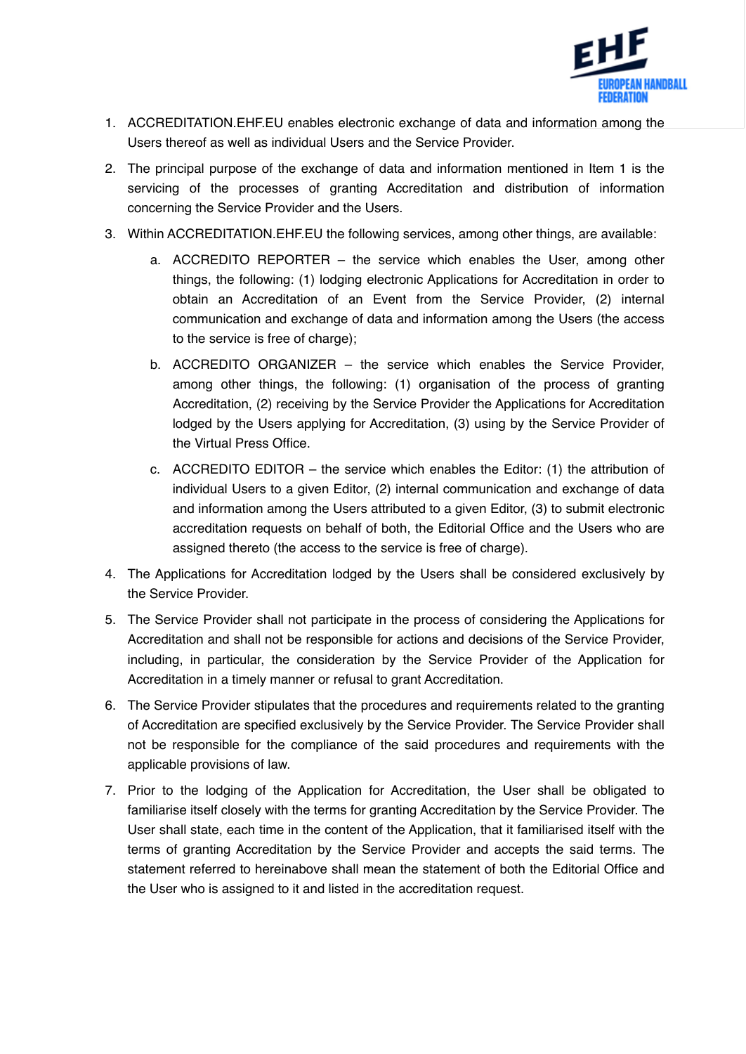1. ACCREDITATION.EHF.EU enables electronic exchange of data and information among the Users thereof as well as individual Users and the Service Provider.
2. The principal purpose of the exchange of data and information mentioned in Item 1 is the servicing of the processes of granting Accreditation and distribution of information concerning the Service Provider and the Users.
3. Within ACCREDITATION.EHF.EU the following services, among other things, are available:
   a. ACCREDITO REPORTER – the service which enables the User, among other things, the following: (1) lodging electronic Applications for Accreditation in order to obtain an Accreditation of an Event from the Service Provider, (2) internal communication and exchange of data and information among the Users (the access to the service is free of charge);
   b. ACCREDITO ORGANIZER – the service which enables the Service Provider, among other things, the following: (1) organisation of the process of granting Accreditation, (2) receiving by the Service Provider the Applications for Accreditation lodged by the Users applying for Accreditation, (3) using by the Service Provider of the Virtual Press Office.
   c. ACCREDITO EDITOR – the service which enables the Editor: (1) the attribution of individual Users to a given Editor, (2) internal communication and exchange of data and information among the Users attributed to a given Editor, (3) to submit electronic accreditation requests on behalf of both, the Editorial Office and the Users who are assigned thereto (the access to the service is free of charge).
4. The Applications for Accreditation lodged by the Users shall be considered exclusively by the Service Provider.
5. The Service Provider shall not participate in the process of considering the Applications for Accreditation and shall not be responsible for actions and decisions of the Service Provider, including, in particular, the consideration by the Service Provider of the Application for Accreditation in a timely manner or refusal to grant Accreditation.
6. The Service Provider stipulates that the procedures and requirements related to the granting of Accreditation are specified exclusively by the Service Provider. The Service Provider shall not be responsible for the compliance of the said procedures and requirements with the applicable provisions of law.
7. Prior to the lodging of the Application for Accreditation, the User shall be obligated to familiarise itself closely with the terms for granting Accreditation by the Service Provider. The User shall state, each time in the content of the Application, that it familiarised itself with the terms of granting Accreditation by the Service Provider and accepts the said terms. The statement referred to hereinabove shall mean the statement of both the Editorial Office and the User who is assigned to it and listed in the accreditation request.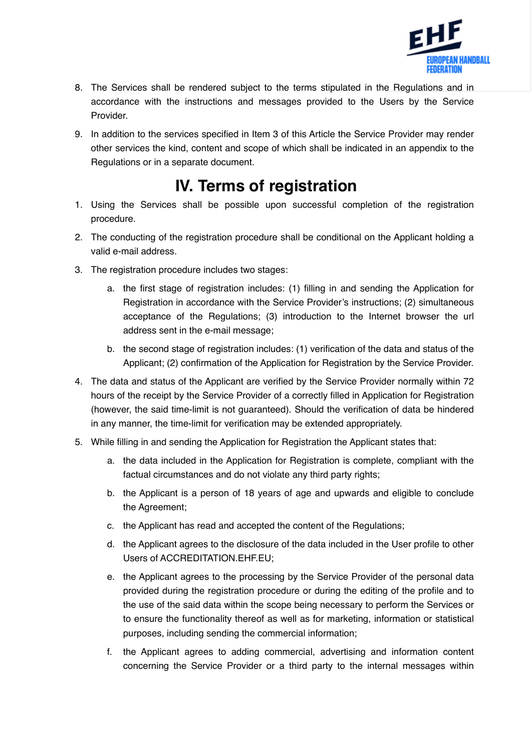8. The Services shall be rendered subject to the terms stipulated in the Regulations and in accordance with the instructions and messages provided to the Users by the Service Provider.
9. In addition to the services specified in Item 3 of this Article the Service Provider may render other services the kind, content and scope of which shall be indicated in an appendix to the Regulations or in a separate document.

# IV. Terms of registration

1. Using the Services shall be possible upon successful completion of the registration procedure.
2. The conducting of the registration procedure shall be conditional on the Applicant holding a valid e-mail address.
3. The registration procedure includes two stages:
    a. the first stage of registration includes: (1) filling in and sending the Application for Registration in accordance with the Service Provider's instructions; (2) simultaneous acceptance of the Regulations; (3) introduction to the Internet browser the url address sent in the e-mail message;
    b. the second stage of registration includes: (1) verification of the data and status of the Applicant; (2) confirmation of the Application for Registration by the Service Provider.
4. The data and status of the Applicant are verified by the Service Provider normally within 72 hours of the receipt by the Service Provider of a correctly filled in Application for Registration (however, the said time-limit is not guaranteed). Should the verification of data be hindered in any manner, the time-limit for verification may be extended appropriately.
5. While filling in and sending the Application for Registration the Applicant states that:
    a. the data included in the Application for Registration is complete, compliant with the factual circumstances and do not violate any third party rights;
    b. the Applicant is a person of 18 years of age and upwards and eligible to conclude the Agreement;
    c. the Applicant has read and accepted the content of the Regulations;
    d. the Applicant agrees to the disclosure of the data included in the User profile to other Users of ACCREDITATION.EHF.EU;
    e. the Applicant agrees to the processing by the Service Provider of the personal data provided during the registration procedure or during the editing of the profile and to the use of the said data within the scope being necessary to perform the Services or to ensure the functionality thereof as well as for marketing, information or statistical purposes, including sending the commercial information;
    f. the Applicant agrees to adding commercial, advertising and information content concerning the Service Provider or a third party to the internal messages within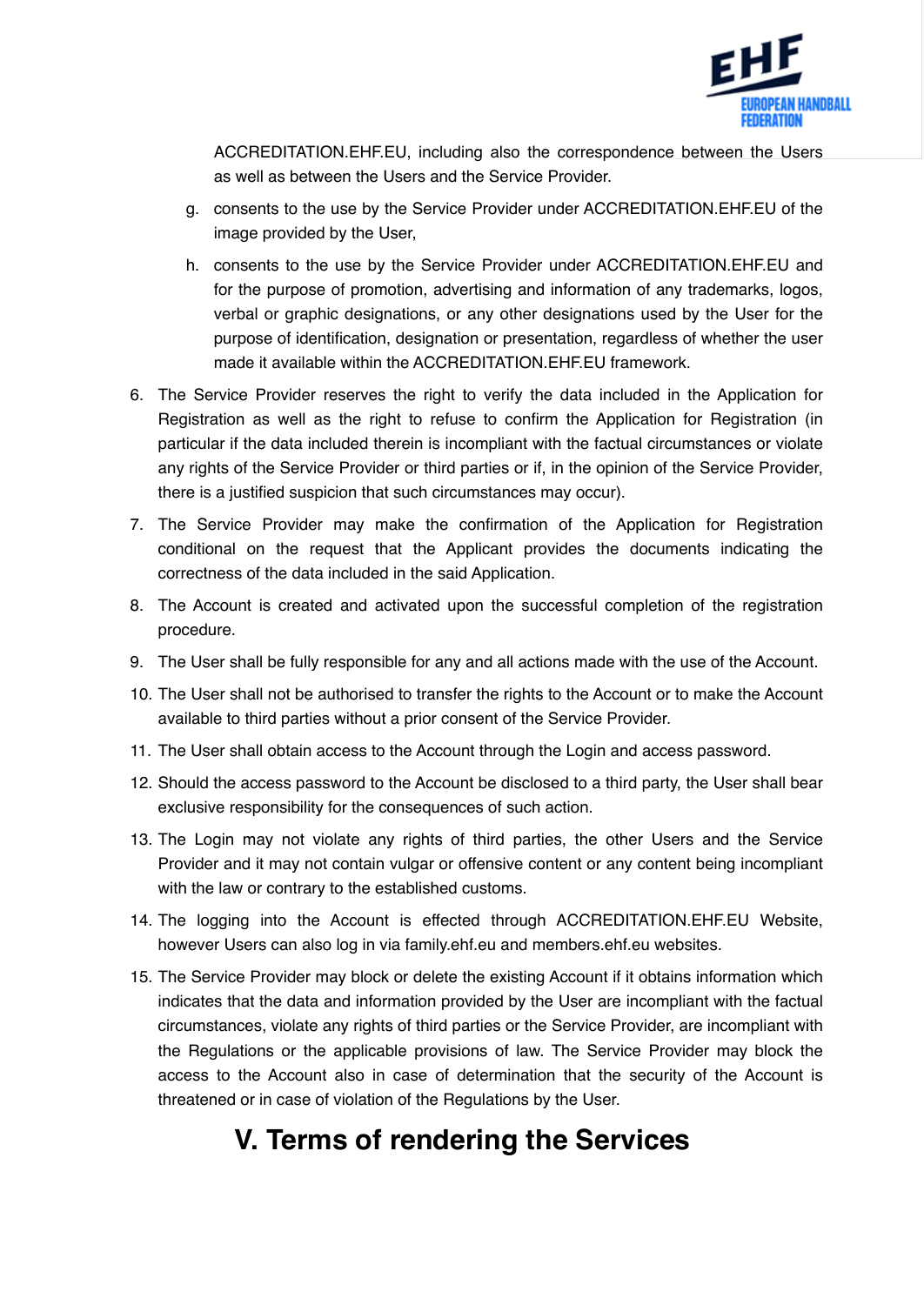ACCREDITATION.EHF.EU, including also the correspondence between the Users as well as between the Users and the Service Provider.

g. consents to the use by the Service Provider under ACCREDITATION.EHF.EU of the image provided by the User,

h. consents to the use by the Service Provider under ACCREDITATION.EHF.EU and for the purpose of promotion, advertising and information of any trademarks, logos, verbal or graphic designations, or any other designations used by the User for the purpose of identification, designation or presentation, regardless of whether the user made it available within the ACCREDITATION.EHF.EU framework.

6. The Service Provider reserves the right to verify the data included in the Application for Registration as well as the right to refuse to confirm the Application for Registration (in particular if the data included therein is incompliant with the factual circumstances or violate any rights of the Service Provider or third parties or if, in the opinion of the Service Provider, there is a justified suspicion that such circumstances may occur).
7. The Service Provider may make the confirmation of the Application for Registration conditional on the request that the Applicant provides the documents indicating the correctness of the data included in the said Application.
8. The Account is created and activated upon the successful completion of the registration procedure.
9. The User shall be fully responsible for any and all actions made with the use of the Account.
10. The User shall not be authorised to transfer the rights to the Account or to make the Account available to third parties without a prior consent of the Service Provider.
11. The User shall obtain access to the Account through the Login and access password.
12. Should the access password to the Account be disclosed to a third party, the User shall bear exclusive responsibility for the consequences of such action.
13. The Login may not violate any rights of third parties, the other Users and the Service Provider and it may not contain vulgar or offensive content or any content being incompliant with the law or contrary to the established customs.
14. The logging into the Account is effected through ACCREDITATION.EHF.EU Website, however Users can also log in via family.ehf.eu and members.ehf.eu websites.
15. The Service Provider may block or delete the existing Account if it obtains information which indicates that the data and information provided by the User are incompliant with the factual circumstances, violate any rights of third parties or the Service Provider, are incompliant with the Regulations or the applicable provisions of law. The Service Provider may block the access to the Account also in case of determination that the security of the Account is threatened or in case of violation of the Regulations by the User.

# V. Terms of rendering the Services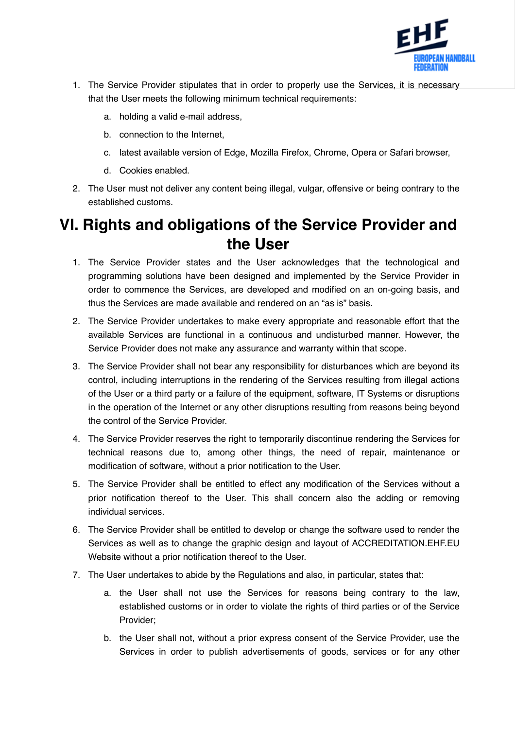1. The Service Provider stipulates that in order to properly use the Services, it is necessary that the User meets the following minimum technical requirements:
    a. holding a valid e-mail address,
    b. connection to the Internet,
    c. latest available version of Edge, Mozilla Firefox, Chrome, Opera or Safari browser,
    d. Cookies enabled.
2. The User must not deliver any content being illegal, vulgar, offensive or being contrary to the established customs.

# VI. Rights and obligations of the Service Provider and the User

1. The Service Provider states and the User acknowledges that the technological and programming solutions have been designed and implemented by the Service Provider in order to commence the Services, are developed and modified on an on-going basis, and thus the Services are made available and rendered on an "as is" basis.
2. The Service Provider undertakes to make every appropriate and reasonable effort that the available Services are functional in a continuous and undisturbed manner. However, the Service Provider does not make any assurance and warranty within that scope.
3. The Service Provider shall not bear any responsibility for disturbances which are beyond its control, including interruptions in the rendering of the Services resulting from illegal actions of the User or a third party or a failure of the equipment, software, IT Systems or disruptions in the operation of the Internet or any other disruptions resulting from reasons being beyond the control of the Service Provider.
4. The Service Provider reserves the right to temporarily discontinue rendering the Services for technical reasons due to, among other things, the need of repair, maintenance or modification of software, without a prior notification to the User.
5. The Service Provider shall be entitled to effect any modification of the Services without a prior notification thereof to the User. This shall concern also the adding or removing individual services.
6. The Service Provider shall be entitled to develop or change the software used to render the Services as well as to change the graphic design and layout of ACCREDITATION.EHF.EU Website without a prior notification thereof to the User.
7. The User undertakes to abide by the Regulations and also, in particular, states that:
    a. the User shall not use the Services for reasons being contrary to the law, established customs or in order to violate the rights of third parties or of the Service Provider;
    b. the User shall not, without a prior express consent of the Service Provider, use the Services in order to publish advertisements of goods, services or for any other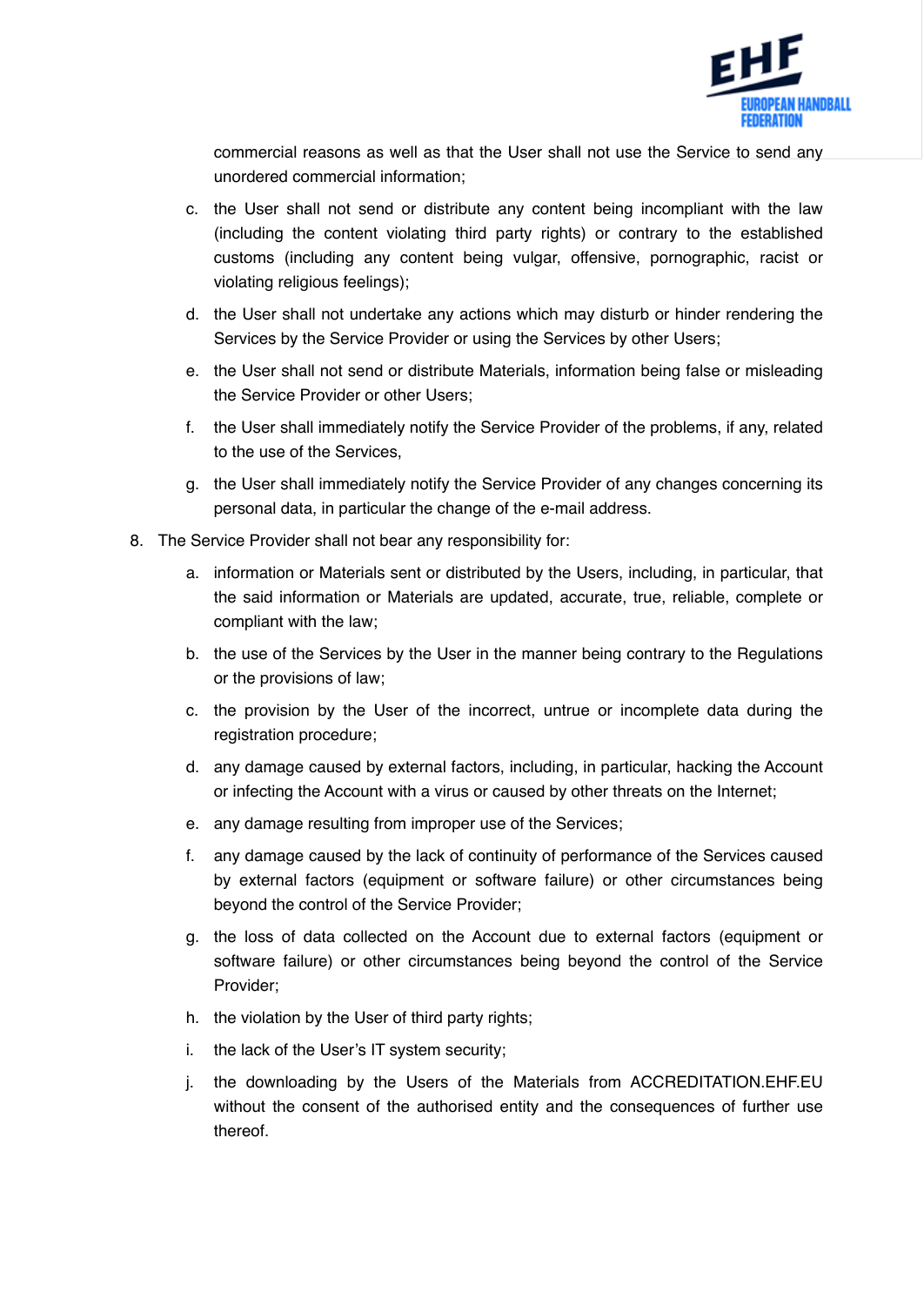commercial reasons as well as that the User shall not use the Service to send any unordered commercial information;

   c. the User shall not send or distribute any content being incompliant with the law (including the content violating third party rights) or contrary to the established customs (including any content being vulgar, offensive, pornographic, racist or violating religious feelings);

   d. the User shall not undertake any actions which may disturb or hinder rendering the Services by the Service Provider or using the Services by other Users;

   e. the User shall not send or distribute Materials, information being false or misleading the Service Provider or other Users;

   f. the User shall immediately notify the Service Provider of the problems, if any, related to the use of the Services,

   g. the User shall immediately notify the Service Provider of any changes concerning its personal data, in particular the change of the e-mail address.

8. The Service Provider shall not bear any responsibility for:

   a. information or Materials sent or distributed by the Users, including, in particular, that the said information or Materials are updated, accurate, true, reliable, complete or compliant with the law;

   b. the use of the Services by the User in the manner being contrary to the Regulations or the provisions of law;

   c. the provision by the User of the incorrect, untrue or incomplete data during the registration procedure;

   d. any damage caused by external factors, including, in particular, hacking the Account or infecting the Account with a virus or caused by other threats on the Internet;

   e. any damage resulting from improper use of the Services;

   f. any damage caused by the lack of continuity of performance of the Services caused by external factors (equipment or software failure) or other circumstances being beyond the control of the Service Provider;

   g. the loss of data collected on the Account due to external factors (equipment or software failure) or other circumstances being beyond the control of the Service Provider;

   h. the violation by the User of third party rights;

   i. the lack of the User's IT system security;

   j. the downloading by the Users of the Materials from ACCREDITATION.EHF.EU without the consent of the authorised entity and the consequences of further use thereof.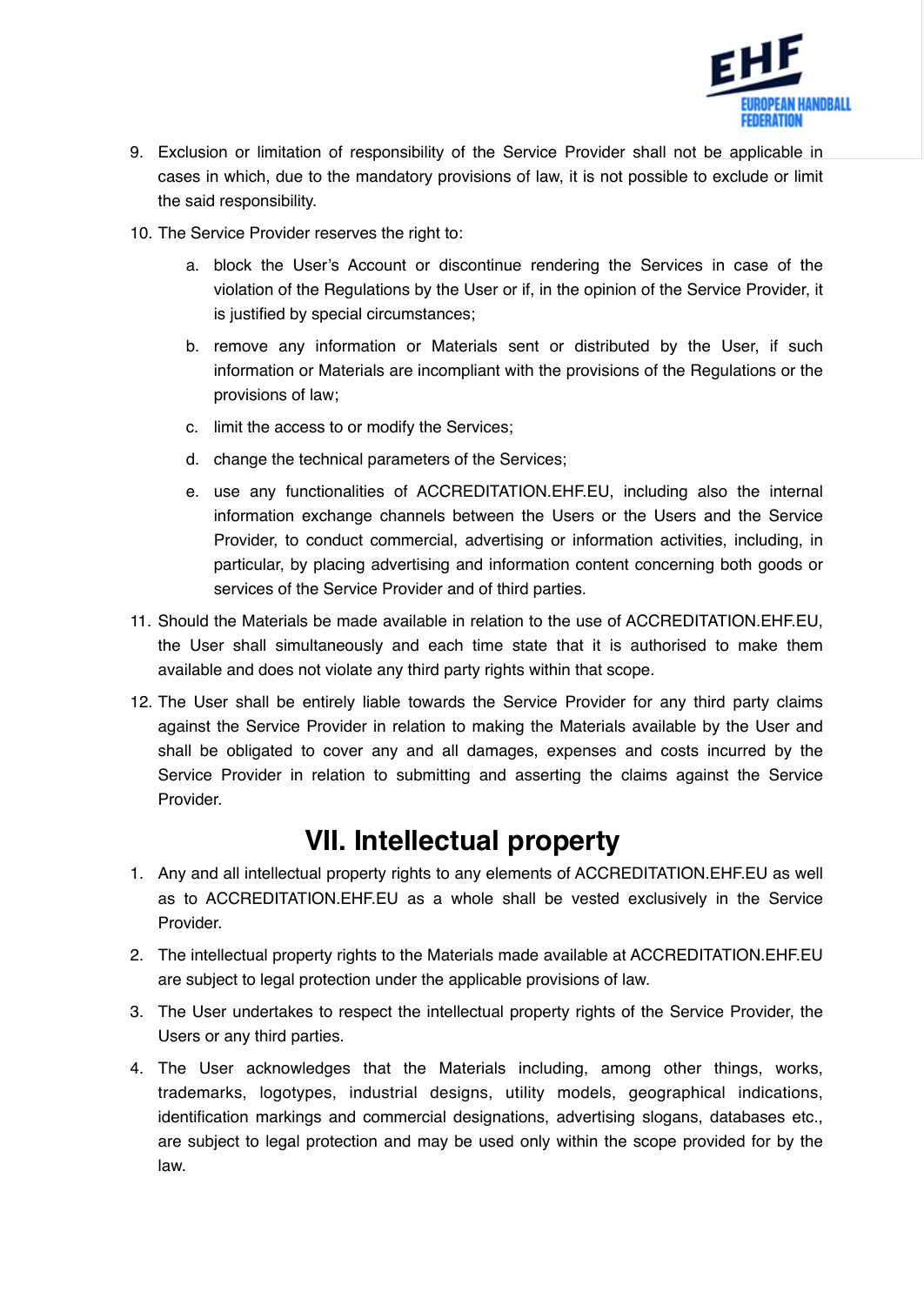9. Exclusion or limitation of responsibility of the Service Provider shall not be applicable in cases in which, due to the mandatory provisions of law, it is not possible to exclude or limit the said responsibility.
10. The Service Provider reserves the right to:
    a. block the User's Account or discontinue rendering the Services in case of the violation of the Regulations by the User or if, in the opinion of the Service Provider, it is justified by special circumstances;
    b. remove any information or Materials sent or distributed by the User, if such information or Materials are incompliant with the provisions of the Regulations or the provisions of law;
    c. limit the access to or modify the Services;
    d. change the technical parameters of the Services;
    e. use any functionalities of ACCREDITATION.EHF.EU, including also the internal information exchange channels between the Users or the Users and the Service Provider, to conduct commercial, advertising or information activities, including, in particular, by placing advertising and information content concerning both goods or services of the Service Provider and of third parties.
11. Should the Materials be made available in relation to the use of ACCREDITATION.EHF.EU, the User shall simultaneously and each time state that it is authorised to make them available and does not violate any third party rights within that scope.
12. The User shall be entirely liable towards the Service Provider for any third party claims against the Service Provider in relation to making the Materials available by the User and shall be obligated to cover any and all damages, expenses and costs incurred by the Service Provider in relation to submitting and asserting the claims against the Service Provider.

# VII. Intellectual property

1. Any and all intellectual property rights to any elements of ACCREDITATION.EHF.EU as well as to ACCREDITATION.EHF.EU as a whole shall be vested exclusively in the Service Provider.
2. The intellectual property rights to the Materials made available at ACCREDITATION.EHF.EU are subject to legal protection under the applicable provisions of law.
3. The User undertakes to respect the intellectual property rights of the Service Provider, the Users or any third parties.
4. The User acknowledges that the Materials including, among other things, works, trademarks, logotypes, industrial designs, utility models, geographical indications, identification markings and commercial designations, advertising slogans, databases etc., are subject to legal protection and may be used only within the scope provided for by the law.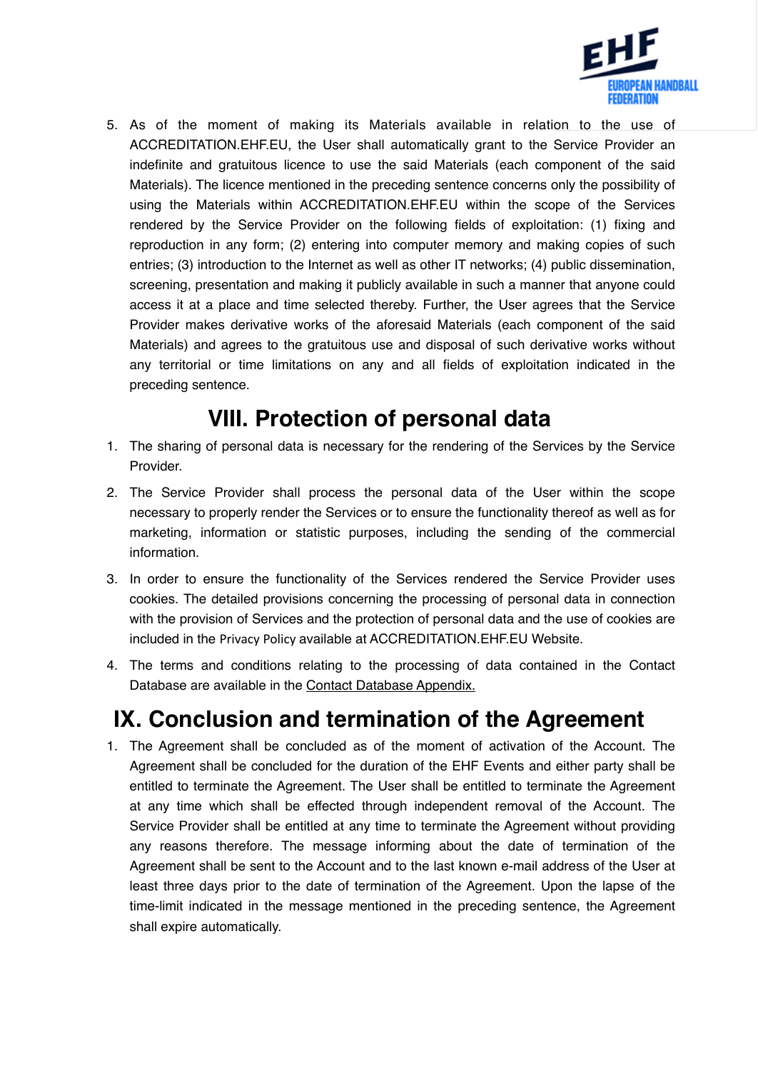5. As of the moment of making its Materials available in relation to the use of ACCREDITATION.EHF.EU, the User shall automatically grant to the Service Provider an indefinite and gratuitous licence to use the said Materials (each component of the said Materials). The licence mentioned in the preceding sentence concerns only the possibility of using the Materials within ACCREDITATION.EHF.EU within the scope of the Services rendered by the Service Provider on the following fields of exploitation: (1) fixing and reproduction in any form; (2) entering into computer memory and making copies of such entries; (3) introduction to the Internet as well as other IT networks; (4) public dissemination, screening, presentation and making it publicly available in such a manner that anyone could access it at a place and time selected thereby. Further, the User agrees that the Service Provider makes derivative works of the aforesaid Materials (each component of the said Materials) and agrees to the gratuitous use and disposal of such derivative works without any territorial or time limitations on any and all fields of exploitation indicated in the preceding sentence.

## VIII. Protection of personal data

1. The sharing of personal data is necessary for the rendering of the Services by the Service Provider.
2. The Service Provider shall process the personal data of the User within the scope necessary to properly render the Services or to ensure the functionality thereof as well as for marketing, information or statistic purposes, including the sending of the commercial information.
3. In order to ensure the functionality of the Services rendered the Service Provider uses cookies. The detailed provisions concerning the processing of personal data in connection with the provision of Services and the protection of personal data and the use of cookies are included in the Privacy Policy available at ACCREDITATION.EHF.EU Website.
4. The terms and conditions relating to the processing of data contained in the Contact Database are available in the Contact Database Appendix.

## IX. Conclusion and termination of the Agreement

1. The Agreement shall be concluded as of the moment of activation of the Account. The Agreement shall be concluded for the duration of the EHF Events and either party shall be entitled to terminate the Agreement. The User shall be entitled to terminate the Agreement at any time which shall be effected through independent removal of the Account. The Service Provider shall be entitled at any time to terminate the Agreement without providing any reasons therefore. The message informing about the date of termination of the Agreement shall be sent to the Account and to the last known e-mail address of the User at least three days prior to the date of termination of the Agreement. Upon the lapse of the time-limit indicated in the message mentioned in the preceding sentence, the Agreement shall expire automatically.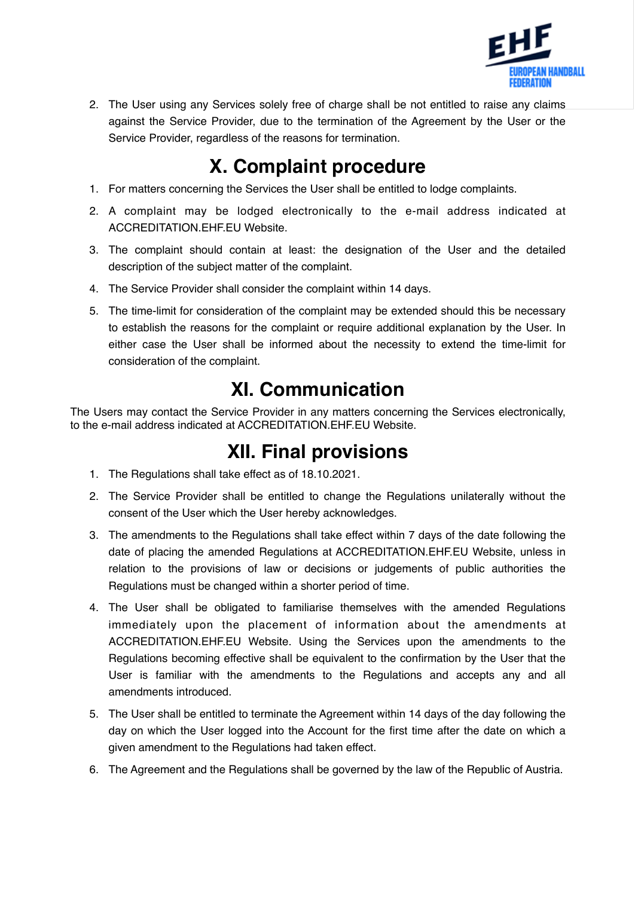2. The User using any Services solely free of charge shall be not entitled to raise any claims against the Service Provider, due to the termination of the Agreement by the User or the Service Provider, regardless of the reasons for termination.

## X. Complaint procedure

1. For matters concerning the Services the User shall be entitled to lodge complaints.
2. A complaint may be lodged electronically to the e-mail address indicated at ACCREDITATION.EHF.EU Website.
3. The complaint should contain at least: the designation of the User and the detailed description of the subject matter of the complaint.
4. The Service Provider shall consider the complaint within 14 days.
5. The time-limit for consideration of the complaint may be extended should this be necessary to establish the reasons for the complaint or require additional explanation by the User. In either case the User shall be informed about the necessity to extend the time-limit for consideration of the complaint.

## XI. Communication

The Users may contact the Service Provider in any matters concerning the Services electronically, to the e-mail address indicated at ACCREDITATION.EHF.EU Website.

## XII. Final provisions

1. The Regulations shall take effect as of 18.10.2021.
2. The Service Provider shall be entitled to change the Regulations unilaterally without the consent of the User which the User hereby acknowledges.
3. The amendments to the Regulations shall take effect within 7 days of the date following the date of placing the amended Regulations at ACCREDITATION.EHF.EU Website, unless in relation to the provisions of law or decisions or judgements of public authorities the Regulations must be changed within a shorter period of time.
4. The User shall be obligated to familiarise themselves with the amended Regulations immediately upon the placement of information about the amendments at ACCREDITATION.EHF.EU Website. Using the Services upon the amendments to the Regulations becoming effective shall be equivalent to the confirmation by the User that the User is familiar with the amendments to the Regulations and accepts any and all amendments introduced.
5. The User shall be entitled to terminate the Agreement within 14 days of the day following the day on which the User logged into the Account for the first time after the date on which a given amendment to the Regulations had taken effect.
6. The Agreement and the Regulations shall be governed by the law of the Republic of Austria.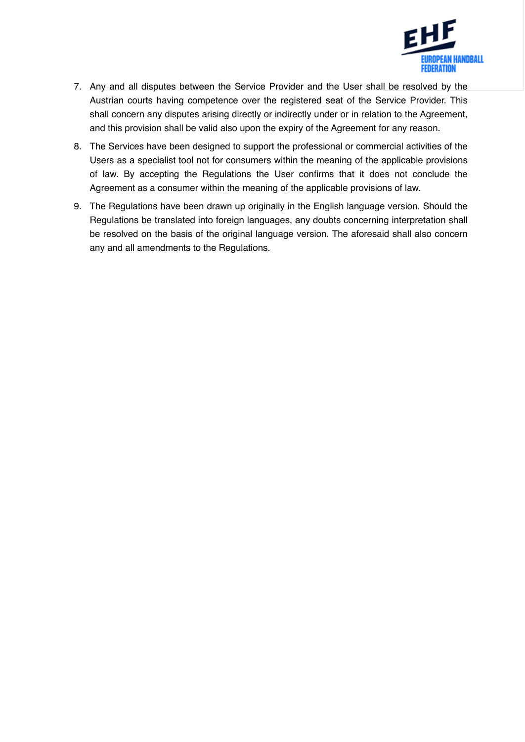7. Any and all disputes between the Service Provider and the User shall be resolved by the Austrian courts having competence over the registered seat of the Service Provider. This shall concern any disputes arising directly or indirectly under or in relation to the Agreement, and this provision shall be valid also upon the expiry of the Agreement for any reason.
8. The Services have been designed to support the professional or commercial activities of the Users as a specialist tool not for consumers within the meaning of the applicable provisions of law. By accepting the Regulations the User confirms that it does not conclude the Agreement as a consumer within the meaning of the applicable provisions of law.
9. The Regulations have been drawn up originally in the English language version. Should the Regulations be translated into foreign languages, any doubts concerning interpretation shall be resolved on the basis of the original language version. The aforesaid shall also concern any and all amendments to the Regulations.